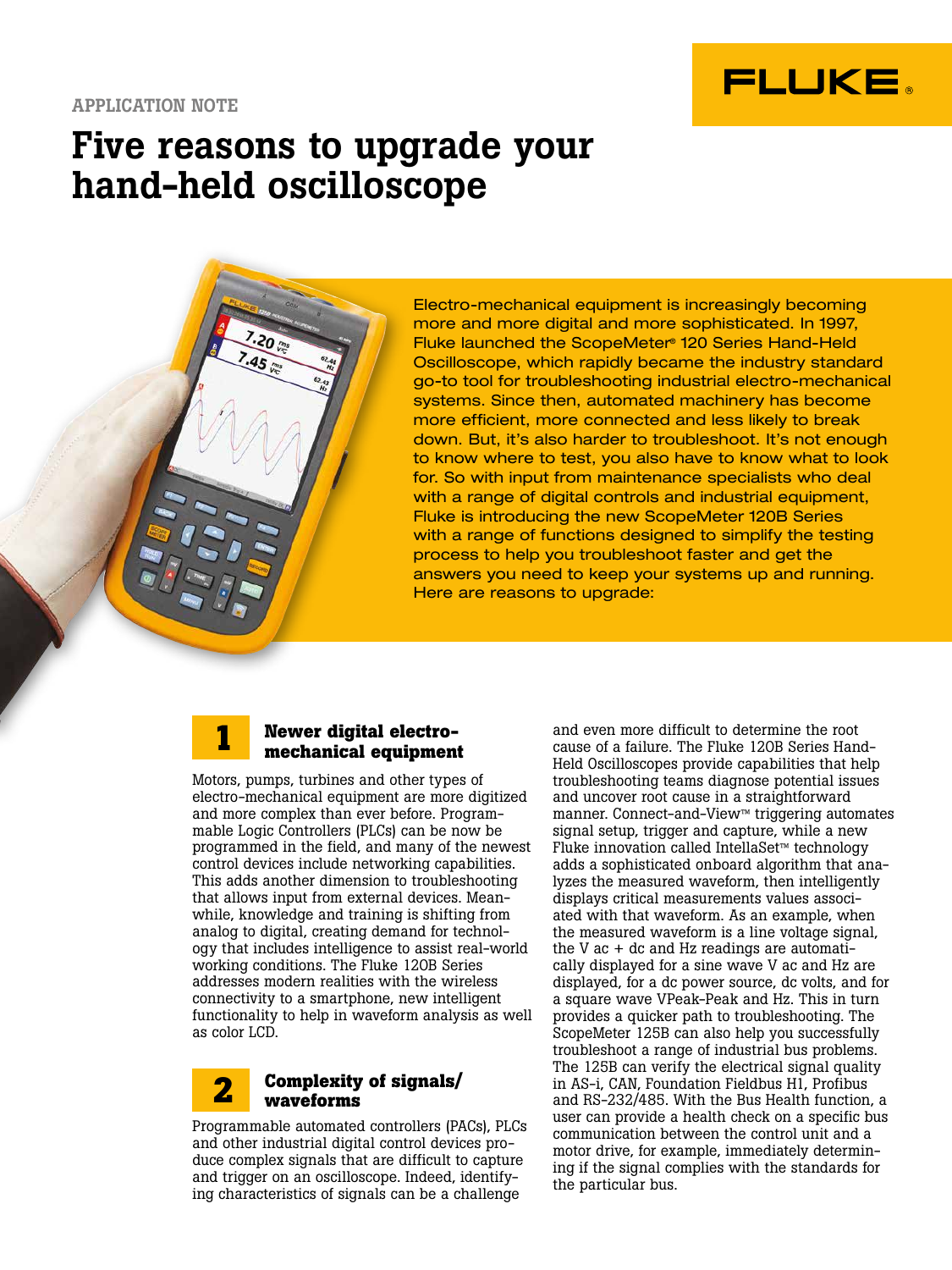APPLICATION NOTE

# Five reasons to upgrade your hand-held oscilloscope

Electro-mechanical equipment is increasingly becoming more and more digital and more sophisticated. In 1997, Fluke launched the ScopeMeter® 120 Series Hand-Held Oscilloscope, which rapidly became the industry standard go-to tool for troubleshooting industrial electro-mechanical systems. Since then, automated machinery has become more efficient, more connected and less likely to break down. But, it's also harder to troubleshoot. It's not enough to know where to test, you also have to know what to look for. So with input from maintenance specialists who deal with a range of digital controls and industrial equipment, Fluke is introducing the new ScopeMeter 120B Series with a range of functions designed to simplify the testing process to help you troubleshoot faster and get the answers you need to keep your systems up and running. Here are reasons to upgrade:

## 1 Newer digital electro-mechanical equipment

Motors, pumps, turbines and other types of electro-mechanical equipment are more digitized and more complex than ever before. Programmable Logic Controllers (PLCs) can be now be programmed in the field, and many of the newest control devices include networking capabilities. This adds another dimension to troubleshooting that allows input from external devices. Meanwhile, knowledge and training is shifting from analog to digital, creating demand for technology that includes intelligence to assist real-world working conditions. The Fluke 120B Series addresses modern realities with the wireless connectivity to a smartphone, new intelligent functionality to help in waveform analysis as well as color LCD.

## 2 Complexity of signals/ waveforms

Programmable automated controllers (PACs), PLCs and other industrial digital control devices produce complex signals that are difficult to capture and trigger on an oscilloscope. Indeed, identifying characteristics of signals can be a challenge and even more difficult to determine the root cause of a failure. The Fluke 120B Series Hand-Held Oscilloscopes provide capabilities that help troubleshooting teams diagnose potential issues and uncover root cause in a straightforward manner. Connect-and-View™ triggering automates signal setup, trigger and capture, while a new Fluke innovation called IntellaSet™ technology adds a sophisticated onboard algorithm that analyzes the measured waveform, then intelligently displays critical measurements values associated with that waveform. As an example, when the measured waveform is a line voltage signal, the V ac + dc and Hz readings are automatically displayed for a sine wave V ac and Hz are displayed, for a dc power source, dc volts, and for a square wave VPeak-Peak and Hz. This in turn provides a quicker path to troubleshooting. The ScopeMeter 125B can also help you successfully troubleshoot a range of industrial bus problems. The 125B can verify the electrical signal quality in AS-i, CAN, Foundation Fieldbus H1, Profibus and RS-232/485. With the Bus Health function, a user can provide a health check on a specific bus communication between the control unit and a motor drive, for example, immediately determining if the signal complies with the standards for the particular bus.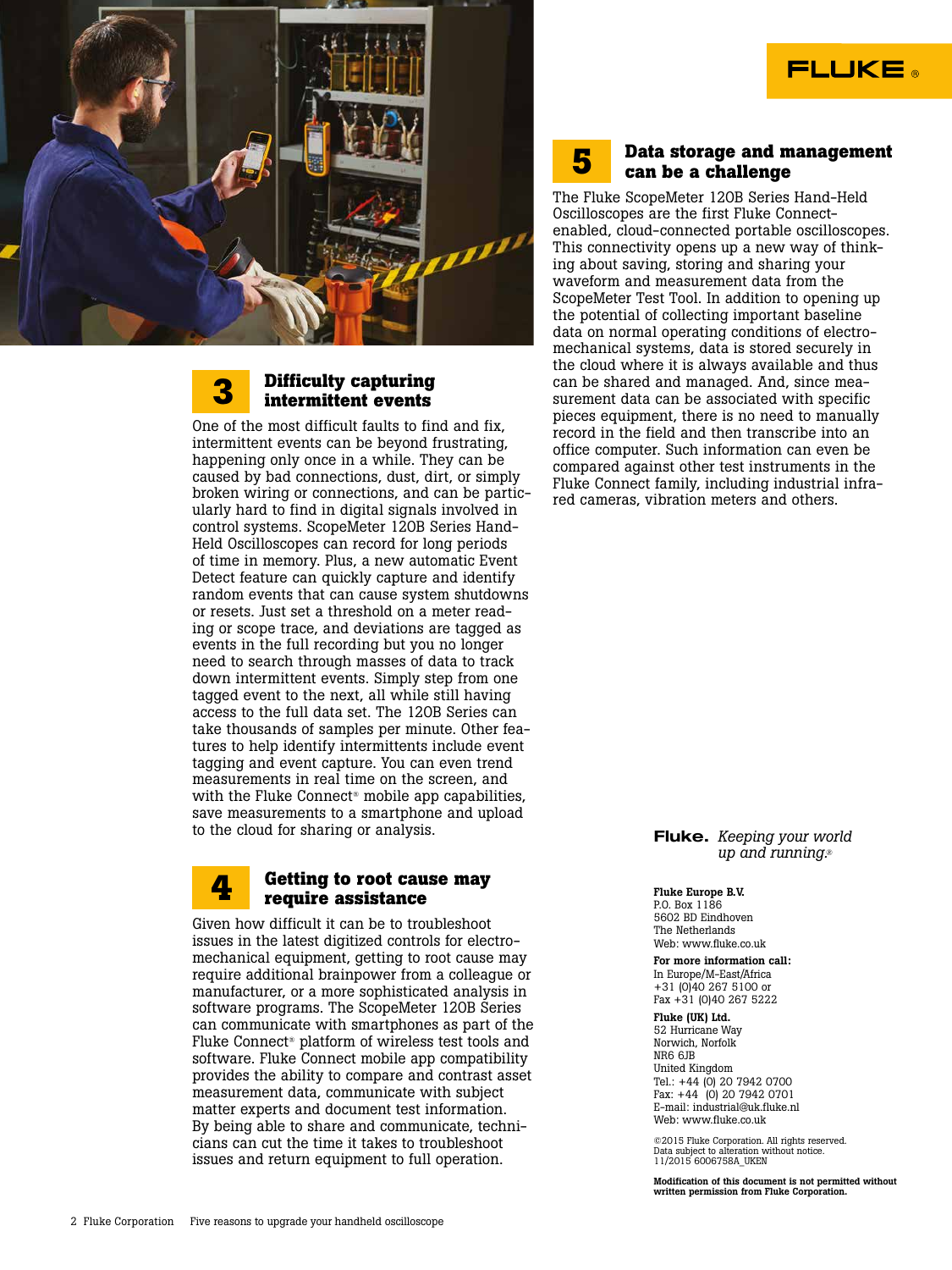## 3 Difficulty capturing intermittent events

One of the most difficult faults to find and fix, intermittent events can be beyond frustrating, happening only once in a while. They can be caused by bad connections, dust, dirt, or simply broken wiring or connections, and can be particularly hard to find in digital signals involved in control systems. ScopeMeter 120B Series Hand-Held Oscilloscopes can record for long periods of time in memory. Plus, a new automatic Event Detect feature can quickly capture and identify random events that can cause system shutdowns or resets. Just set a threshold on a meter reading or scope trace, and deviations are tagged as events in the full recording but you no longer need to search through masses of data to track down intermittent events. Simply step from one tagged event to the next, all while still having access to the full data set. The 120B Series can take thousands of samples per minute. Other features to help identify intermittents include event tagging and event capture. You can even trend measurements in real time on the screen, and with the Fluke Connect® mobile app capabilities, save measurements to a smartphone and upload to the cloud for sharing or analysis.

## 4 Getting to root cause may require assistance

Given how difficult it can be to troubleshoot issues in the latest digitized controls for electromechanical equipment, getting to root cause may require additional brainpower from a colleague or manufacturer, or a more sophisticated analysis in software programs. The ScopeMeter 120B Series can communicate with smartphones as part of the Fluke Connect® platform of wireless test tools and software. Fluke Connect mobile app compatibility provides the ability to compare and contrast asset measurement data, communicate with subject matter experts and document test information. By being able to share and communicate, technicians can cut the time it takes to troubleshoot issues and return equipment to full operation.

## 5 Data storage and management can be a challenge

The Fluke ScopeMeter 120B Series Hand-Held Oscilloscopes are the first Fluke Connect-enabled, cloud-connected portable oscilloscopes. This connectivity opens up a new way of thinking about saving, storing and sharing your waveform and measurement data from the ScopeMeter Test Tool. In addition to opening up the potential of collecting important baseline data on normal operating conditions of electromechanical systems, data is stored securely in the cloud where it is always available and thus can be shared and managed. And, since measurement data can be associated with specific pieces equipment, there is no need to manually record in the field and then transcribe into an office computer. Such information can even be compared against other test instruments in the Fluke Connect family, including industrial infrared cameras, vibration meters and others.

**Fluke.** *Keeping your world up and running.®*

**Fluke Europe B.V.**
P.O. Box 1186
5602 BD Eindhoven
The Netherlands
Web: www.fluke.co.uk

**For more information call:**
In Europe/M-East/Africa
+31 (0)40 267 5100 or
Fax +31 (0)40 267 5222

**Fluke (UK) Ltd.**
52 Hurricane Way
Norwich, Norfolk
NR6 6JB
United Kingdom
Tel.: +44 (0) 20 7942 0700
Fax: +44 (0) 20 7942 0701
E-mail: industrial@uk.fluke.nl
Web: www.fluke.co.uk

©2015 Fluke Corporation. All rights reserved.
Data subject to alteration without notice.
11/2015 6006758A_UKEN

**Modification of this document is not permitted without written permission from Fluke Corporation.**